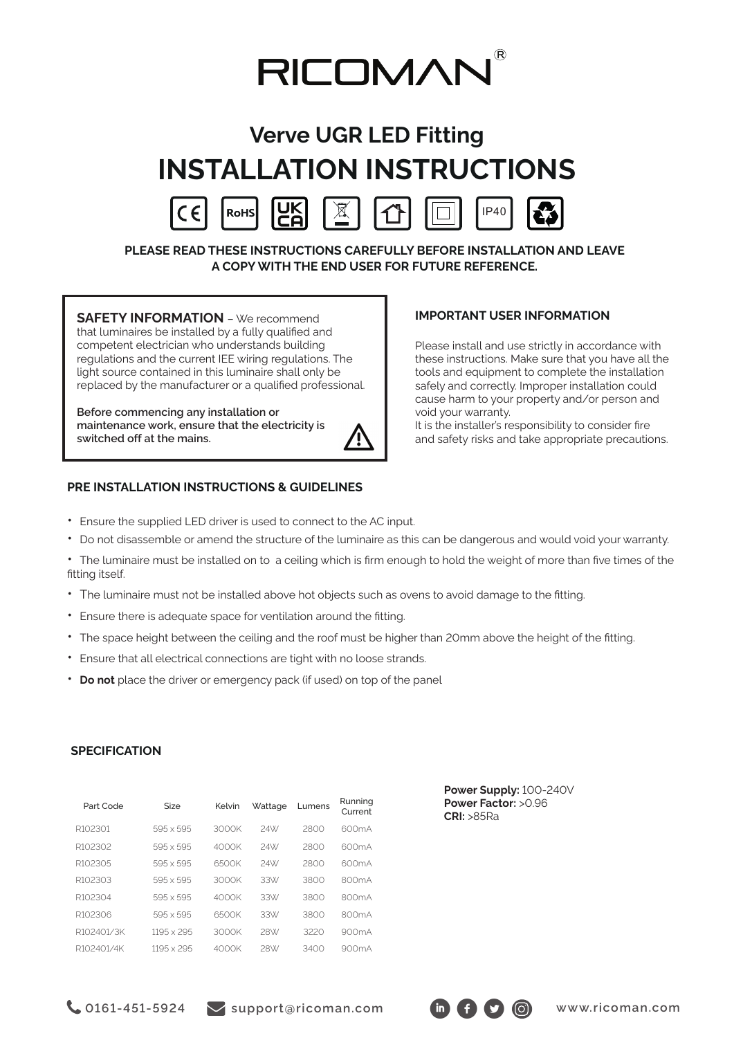# RICOMAN®

## Verve UGR LED Fitting

# INSTALLATION INSTRUCTIONS

IP40

**PLEASE READ THESE INSTRUCTIONS CAREFULLY BEFORE INSTALLATION AND LEAVE A COPY WITH THE END USER FOR FUTURE REFERENCE.**

**SAFETY INFORMATION** – We recommend that luminaires be installed by a fully qualified and competent electrician who understands building regulations and the current IEE wiring regulations. The light source contained in this luminaire shall only be replaced by the manufacturer or a qualified professional.

**Before commencing any installation or maintenance work, ensure that the electricity is switched off at the mains.**

### IMPORTANT USER INFORMATION

Please install and use strictly in accordance with these instructions. Make sure that you have all the tools and equipment to complete the installation safely and correctly. Improper installation could cause harm to your property and/or person and void your warranty.
It is the installer's responsibility to consider fire and safety risks and take appropriate precautions.

### PRE INSTALLATION INSTRUCTIONS & GUIDELINES

- Ensure the supplied LED driver is used to connect to the AC input.
- Do not disassemble or amend the structure of the luminaire as this can be dangerous and would void your warranty.
- The luminaire must be installed on to a ceiling which is firm enough to hold the weight of more than five times of the fitting itself.
- The luminaire must not be installed above hot objects such as ovens to avoid damage to the fitting.
- Ensure there is adequate space for ventilation around the fitting.
- The space height between the ceiling and the roof must be higher than 20mm above the height of the fitting.
- Ensure that all electrical connections are tight with no loose strands.
- **Do not** place the driver or emergency pack (if used) on top of the panel

### SPECIFICATION

| Part Code | Size | Kelvin | Wattage | Lumens | Running Current |
|---|---|---|---|---|---|
| R102301 | 595 x 595 | 3000K | 24W | 2800 | 600mA |
| R102302 | 595 x 595 | 4000K | 24W | 2800 | 600mA |
| R102305 | 595 x 595 | 6500K | 24W | 2800 | 600mA |
| R102303 | 595 x 595 | 3000K | 33W | 3800 | 800mA |
| R102304 | 595 x 595 | 4000K | 33W | 3800 | 800mA |
| R102306 | 595 x 595 | 6500K | 33W | 3800 | 800mA |
| R102401/3K | 1195 x 295 | 3000K | 28W | 3220 | 900mA |
| R102401/4K | 1195 x 295 | 4000K | 28W | 3400 | 900mA |

**Power Supply:** 100-240V
**Power Factor:** >0.96
**CRI:** >85Ra

0161-451-5924 support@ricoman.com www.ricoman.com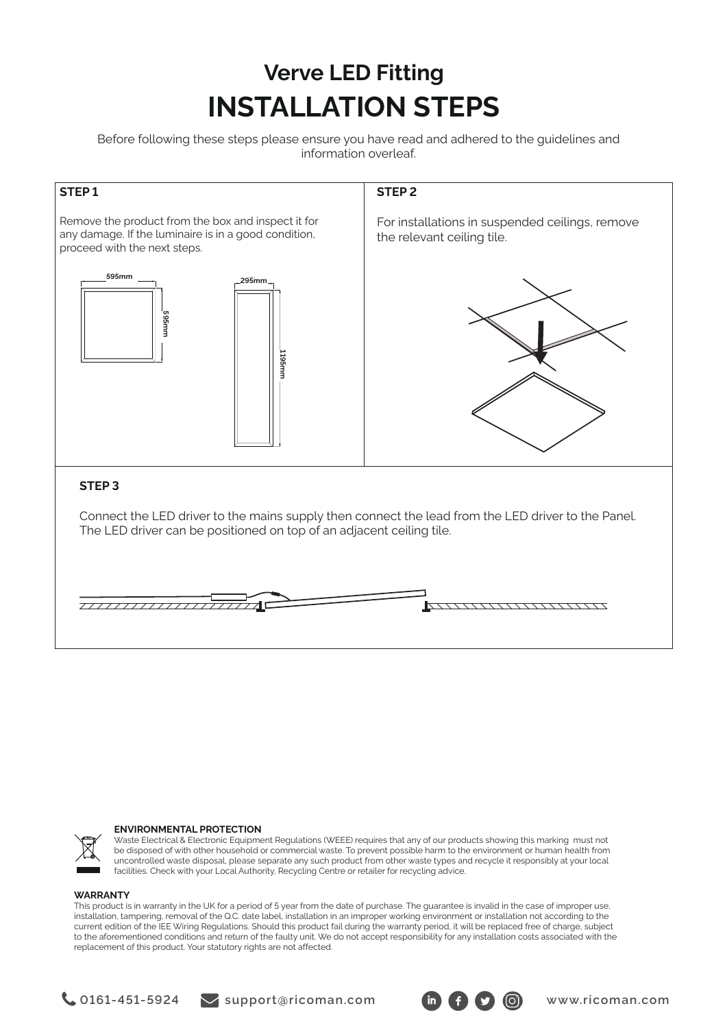# Verve LED Fitting

# INSTALLATION STEPS

Before following these steps please ensure you have read and adhered to the guidelines and information overleaf.

### STEP 1

Remove the product from the box and inspect it for any damage. If the luminaire is in a good condition, proceed with the next steps.

595mm

595mm

295mm

1195mm

### STEP 2

For installations in suspended ceilings, remove the relevant ceiling tile.

### STEP 3

Connect the LED driver to the mains supply then connect the lead from the LED driver to the Panel. The LED driver can be positioned on top of an adjacent ceiling tile.

**ENVIRONMENTAL PROTECTION**

Waste Electrical & Electronic Equipment Regulations (WEEE) requires that any of our products showing this marking must not be disposed of with other household or commercial waste. To prevent possible harm to the environment or human health from uncontrolled waste disposal, please separate any such product from other waste types and recycle it responsibly at your local facilities. Check with your Local Authority, Recycling Centre or retailer for recycling advice.

**WARRANTY**

This product is in warranty in the UK for a period of 5 year from the date of purchase. The guarantee is invalid in the case of improper use, installation, tampering, removal of the Q.C. date label, installation in an improper working environment or installation not according to the current edition of the IEE Wiring Regulations. Should this product fail during the warranty period, it will be replaced free of charge, subject to the aforementioned conditions and return of the faulty unit. We do not accept responsibility for any installation costs associated with the replacement of this product. Your statutory rights are not affected.

0161-451-5924 support@ricoman.com www.ricoman.com